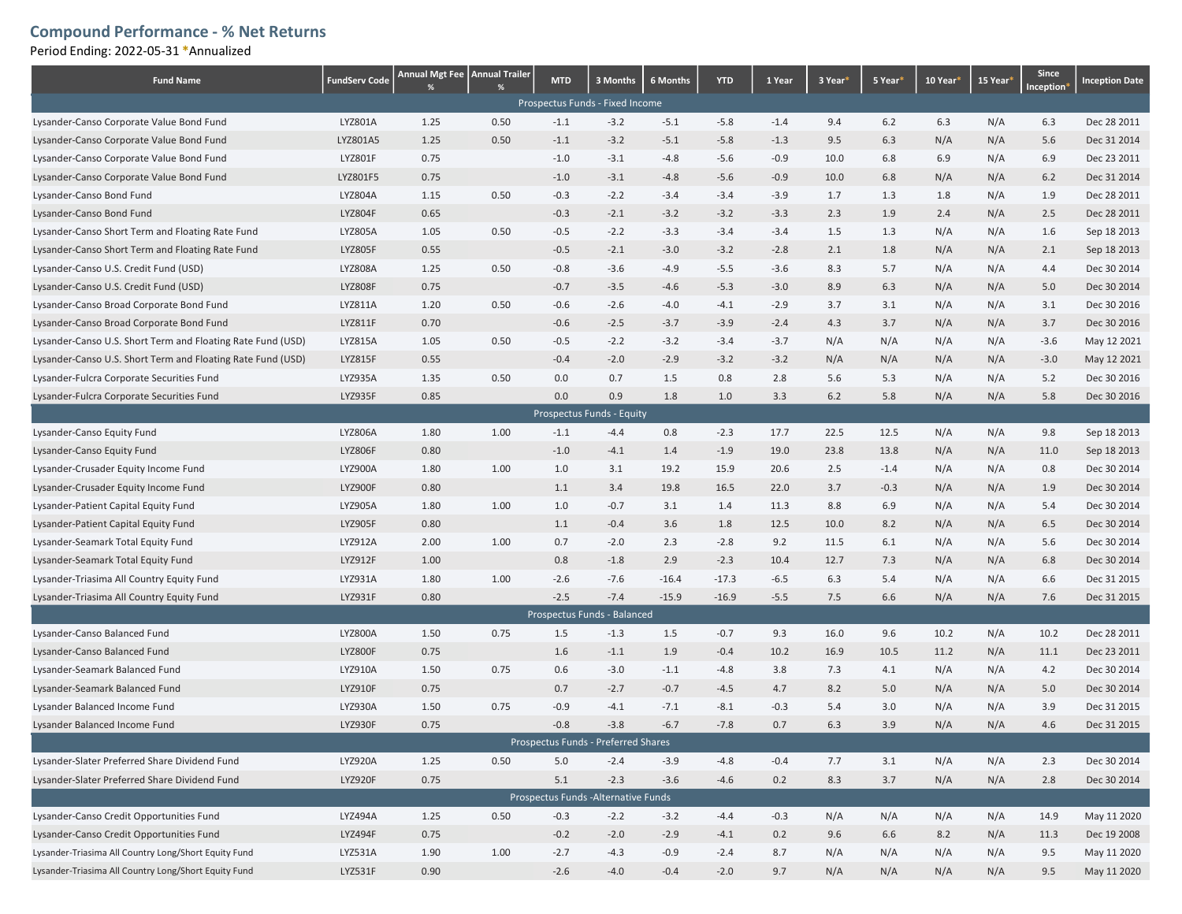## Compound Performance - % Net Returns

Period Ending: 2022-05-31 *Annualized

| Fund Name | FundServ Code | Annual Mgt Fee % | Annual Trailer % | MTD | 3 Months | 6 Months | YTD | 1 Year | 3 Year* | 5 Year* | 10 Year* | 15 Year* | Since Inception* | Inception Date |
|---|---|---|---|---|---|---|---|---|---|---|---|---|---|---|
| Prospectus Funds - Fixed Income | | | | | | | | | | | | | | |
| Lysander-Canso Corporate Value Bond Fund | LYZ801A | 1.25 | 0.50 | -1.1 | -3.2 | -5.1 | -5.8 | -1.4 | 9.4 | 6.2 | 6.3 | N/A | 6.3 | Dec 28 2011 |
| Lysander-Canso Corporate Value Bond Fund | LYZ801A5 | 1.25 | 0.50 | -1.1 | -3.2 | -5.1 | -5.8 | -1.3 | 9.5 | 6.3 | N/A | N/A | 5.6 | Dec 31 2014 |
| Lysander-Canso Corporate Value Bond Fund | LYZ801F | 0.75 | | -1.0 | -3.1 | -4.8 | -5.6 | -0.9 | 10.0 | 6.8 | 6.9 | N/A | 6.9 | Dec 23 2011 |
| Lysander-Canso Corporate Value Bond Fund | LYZ801F5 | 0.75 | | -1.0 | -3.1 | -4.8 | -5.6 | -0.9 | 10.0 | 6.8 | N/A | N/A | 6.2 | Dec 31 2014 |
| Lysander-Canso Bond Fund | LYZ804A | 1.15 | 0.50 | -0.3 | -2.2 | -3.4 | -3.4 | -3.9 | 1.7 | 1.3 | 1.8 | N/A | 1.9 | Dec 28 2011 |
| Lysander-Canso Bond Fund | LYZ804F | 0.65 | | -0.3 | -2.1 | -3.2 | -3.2 | -3.3 | 2.3 | 1.9 | 2.4 | N/A | 2.5 | Dec 28 2011 |
| Lysander-Canso Short Term and Floating Rate Fund | LYZ805A | 1.05 | 0.50 | -0.5 | -2.2 | -3.3 | -3.4 | -3.4 | 1.5 | 1.3 | N/A | N/A | 1.6 | Sep 18 2013 |
| Lysander-Canso Short Term and Floating Rate Fund | LYZ805F | 0.55 | | -0.5 | -2.1 | -3.0 | -3.2 | -2.8 | 2.1 | 1.8 | N/A | N/A | 2.1 | Sep 18 2013 |
| Lysander-Canso U.S. Credit Fund (USD) | LYZ808A | 1.25 | 0.50 | -0.8 | -3.6 | -4.9 | -5.5 | -3.6 | 8.3 | 5.7 | N/A | N/A | 4.4 | Dec 30 2014 |
| Lysander-Canso U.S. Credit Fund (USD) | LYZ808F | 0.75 | | -0.7 | -3.5 | -4.6 | -5.3 | -3.0 | 8.9 | 6.3 | N/A | N/A | 5.0 | Dec 30 2014 |
| Lysander-Canso Broad Corporate Bond Fund | LYZ811A | 1.20 | 0.50 | -0.6 | -2.6 | -4.0 | -4.1 | -2.9 | 3.7 | 3.1 | N/A | N/A | 3.1 | Dec 30 2016 |
| Lysander-Canso Broad Corporate Bond Fund | LYZ811F | 0.70 | | -0.6 | -2.5 | -3.7 | -3.9 | -2.4 | 4.3 | 3.7 | N/A | N/A | 3.7 | Dec 30 2016 |
| Lysander-Canso U.S. Short Term and Floating Rate Fund (USD) | LYZ815A | 1.05 | 0.50 | -0.5 | -2.2 | -3.2 | -3.4 | -3.7 | N/A | N/A | N/A | N/A | -3.6 | May 12 2021 |
| Lysander-Canso U.S. Short Term and Floating Rate Fund (USD) | LYZ815F | 0.55 | | -0.4 | -2.0 | -2.9 | -3.2 | -3.2 | N/A | N/A | N/A | N/A | -3.0 | May 12 2021 |
| Lysander-Fulcra Corporate Securities Fund | LYZ935A | 1.35 | 0.50 | 0.0 | 0.7 | 1.5 | 0.8 | 2.8 | 5.6 | 5.3 | N/A | N/A | 5.2 | Dec 30 2016 |
| Lysander-Fulcra Corporate Securities Fund | LYZ935F | 0.85 | | 0.0 | 0.9 | 1.8 | 1.0 | 3.3 | 6.2 | 5.8 | N/A | N/A | 5.8 | Dec 30 2016 |
| Prospectus Funds - Equity | | | | | | | | | | | | | | |
| Lysander-Canso Equity Fund | LYZ806A | 1.80 | 1.00 | -1.1 | -4.4 | 0.8 | -2.3 | 17.7 | 22.5 | 12.5 | N/A | N/A | 9.8 | Sep 18 2013 |
| Lysander-Canso Equity Fund | LYZ806F | 0.80 | | -1.0 | -4.1 | 1.4 | -1.9 | 19.0 | 23.8 | 13.8 | N/A | N/A | 11.0 | Sep 18 2013 |
| Lysander-Crusader Equity Income Fund | LYZ900A | 1.80 | 1.00 | 1.0 | 3.1 | 19.2 | 15.9 | 20.6 | 2.5 | -1.4 | N/A | N/A | 0.8 | Dec 30 2014 |
| Lysander-Crusader Equity Income Fund | LYZ900F | 0.80 | | 1.1 | 3.4 | 19.8 | 16.5 | 22.0 | 3.7 | -0.3 | N/A | N/A | 1.9 | Dec 30 2014 |
| Lysander-Patient Capital Equity Fund | LYZ905A | 1.80 | 1.00 | 1.0 | -0.7 | 3.1 | 1.4 | 11.3 | 8.8 | 6.9 | N/A | N/A | 5.4 | Dec 30 2014 |
| Lysander-Patient Capital Equity Fund | LYZ905F | 0.80 | | 1.1 | -0.4 | 3.6 | 1.8 | 12.5 | 10.0 | 8.2 | N/A | N/A | 6.5 | Dec 30 2014 |
| Lysander-Seamark Total Equity Fund | LYZ912A | 2.00 | 1.00 | 0.7 | -2.0 | 2.3 | -2.8 | 9.2 | 11.5 | 6.1 | N/A | N/A | 5.6 | Dec 30 2014 |
| Lysander-Seamark Total Equity Fund | LYZ912F | 1.00 | | 0.8 | -1.8 | 2.9 | -2.3 | 10.4 | 12.7 | 7.3 | N/A | N/A | 6.8 | Dec 30 2014 |
| Lysander-Triasima All Country Equity Fund | LYZ931A | 1.80 | 1.00 | -2.6 | -7.6 | -16.4 | -17.3 | -6.5 | 6.3 | 5.4 | N/A | N/A | 6.6 | Dec 31 2015 |
| Lysander-Triasima All Country Equity Fund | LYZ931F | 0.80 | | -2.5 | -7.4 | -15.9 | -16.9 | -5.5 | 7.5 | 6.6 | N/A | N/A | 7.6 | Dec 31 2015 |
| Prospectus Funds - Balanced | | | | | | | | | | | | | | |
| Lysander-Canso Balanced Fund | LYZ800A | 1.50 | 0.75 | 1.5 | -1.3 | 1.5 | -0.7 | 9.3 | 16.0 | 9.6 | 10.2 | N/A | 10.2 | Dec 28 2011 |
| Lysander-Canso Balanced Fund | LYZ800F | 0.75 | | 1.6 | -1.1 | 1.9 | -0.4 | 10.2 | 16.9 | 10.5 | 11.2 | N/A | 11.1 | Dec 23 2011 |
| Lysander-Seamark Balanced Fund | LYZ910A | 1.50 | 0.75 | 0.6 | -3.0 | -1.1 | -4.8 | 3.8 | 7.3 | 4.1 | N/A | N/A | 4.2 | Dec 30 2014 |
| Lysander-Seamark Balanced Fund | LYZ910F | 0.75 | | 0.7 | -2.7 | -0.7 | -4.5 | 4.7 | 8.2 | 5.0 | N/A | N/A | 5.0 | Dec 30 2014 |
| Lysander Balanced Income Fund | LYZ930A | 1.50 | 0.75 | -0.9 | -4.1 | -7.1 | -8.1 | -0.3 | 5.4 | 3.0 | N/A | N/A | 3.9 | Dec 31 2015 |
| Lysander Balanced Income Fund | LYZ930F | 0.75 | | -0.8 | -3.8 | -6.7 | -7.8 | 0.7 | 6.3 | 3.9 | N/A | N/A | 4.6 | Dec 31 2015 |
| Prospectus Funds - Preferred Shares | | | | | | | | | | | | | | |
| Lysander-Slater Preferred Share Dividend Fund | LYZ920A | 1.25 | 0.50 | 5.0 | -2.4 | -3.9 | -4.8 | -0.4 | 7.7 | 3.1 | N/A | N/A | 2.3 | Dec 30 2014 |
| Lysander-Slater Preferred Share Dividend Fund | LYZ920F | 0.75 | | 5.1 | -2.3 | -3.6 | -4.6 | 0.2 | 8.3 | 3.7 | N/A | N/A | 2.8 | Dec 30 2014 |
| Prospectus Funds -Alternative Funds | | | | | | | | | | | | | | |
| Lysander-Canso Credit Opportunities Fund | LYZ494A | 1.25 | 0.50 | -0.3 | -2.2 | -3.2 | -4.4 | -0.3 | N/A | N/A | N/A | N/A | 14.9 | May 11 2020 |
| Lysander-Canso Credit Opportunities Fund | LYZ494F | 0.75 | | -0.2 | -2.0 | -2.9 | -4.1 | 0.2 | 9.6 | 6.6 | 8.2 | N/A | 11.3 | Dec 19 2008 |
| Lysander-Triasima All Country Long/Short Equity Fund | LYZ531A | 1.90 | 1.00 | -2.7 | -4.3 | -0.9 | -2.4 | 8.7 | N/A | N/A | N/A | N/A | 9.5 | May 11 2020 |
| Lysander-Triasima All Country Long/Short Equity Fund | LYZ531F | 0.90 | | -2.6 | -4.0 | -0.4 | -2.0 | 9.7 | N/A | N/A | N/A | N/A | 9.5 | May 11 2020 |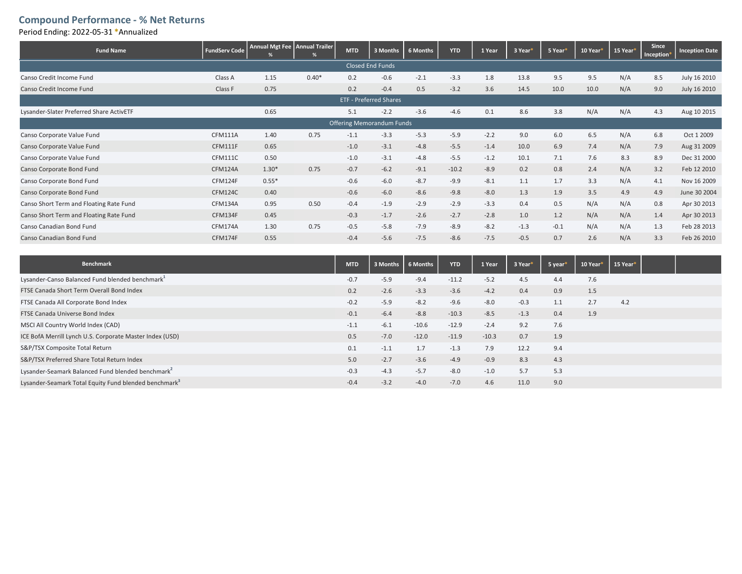## Compound Performance - % Net Returns

Period Ending: 2022-05-31 *Annualized

| Fund Name | FundServ Code | Annual Mgt Fee % | Annual Trailer % | MTD | 3 Months | 6 Months | YTD | 1 Year | 3 Year* | 5 Year* | 10 Year* | 15 Year* | Since Inception* | Inception Date |
|---|---|---|---|---|---|---|---|---|---|---|---|---|---|---|
| Closed End Funds | | | | | | | | | | | | | | |
| Canso Credit Income Fund | Class A | 1.15 | 0.40* | 0.2 | -0.6 | -2.1 | -3.3 | 1.8 | 13.8 | 9.5 | 9.5 | N/A | 8.5 | July 16 2010 |
| Canso Credit Income Fund | Class F | 0.75 | | 0.2 | -0.4 | 0.5 | -3.2 | 3.6 | 14.5 | 10.0 | 10.0 | N/A | 9.0 | July 16 2010 |
| ETF - Preferred Shares | | | | | | | | | | | | | | |
| Lysander-Slater Preferred Share ActivETF | | 0.65 | | 5.1 | -2.2 | -3.6 | -4.6 | 0.1 | 8.6 | 3.8 | N/A | N/A | 4.3 | Aug 10 2015 |
| Offering Memorandum Funds | | | | | | | | | | | | | | |
| Canso Corporate Value Fund | CFM111A | 1.40 | 0.75 | -1.1 | -3.3 | -5.3 | -5.9 | -2.2 | 9.0 | 6.0 | 6.5 | N/A | 6.8 | Oct 1 2009 |
| Canso Corporate Value Fund | CFM111F | 0.65 | | -1.0 | -3.1 | -4.8 | -5.5 | -1.4 | 10.0 | 6.9 | 7.4 | N/A | 7.9 | Aug 31 2009 |
| Canso Corporate Value Fund | CFM111C | 0.50 | | -1.0 | -3.1 | -4.8 | -5.5 | -1.2 | 10.1 | 7.1 | 7.6 | 8.3 | 8.9 | Dec 31 2000 |
| Canso Corporate Bond Fund | CFM124A | 1.30* | 0.75 | -0.7 | -6.2 | -9.1 | -10.2 | -8.9 | 0.2 | 0.8 | 2.4 | N/A | 3.2 | Feb 12 2010 |
| Canso Corporate Bond Fund | CFM124F | 0.55* | | -0.6 | -6.0 | -8.7 | -9.9 | -8.1 | 1.1 | 1.7 | 3.3 | N/A | 4.1 | Nov 16 2009 |
| Canso Corporate Bond Fund | CFM124C | 0.40 | | -0.6 | -6.0 | -8.6 | -9.8 | -8.0 | 1.3 | 1.9 | 3.5 | 4.9 | 4.9 | June 30 2004 |
| Canso Short Term and Floating Rate Fund | CFM134A | 0.95 | 0.50 | -0.4 | -1.9 | -2.9 | -2.9 | -3.3 | 0.4 | 0.5 | N/A | N/A | 0.8 | Apr 30 2013 |
| Canso Short Term and Floating Rate Fund | CFM134F | 0.45 | | -0.3 | -1.7 | -2.6 | -2.7 | -2.8 | 1.0 | 1.2 | N/A | N/A | 1.4 | Apr 30 2013 |
| Canso Canadian Bond Fund | CFM174A | 1.30 | 0.75 | -0.5 | -5.8 | -7.9 | -8.9 | -8.2 | -1.3 | -0.1 | N/A | N/A | 1.3 | Feb 28 2013 |
| Canso Canadian Bond Fund | CFM174F | 0.55 | | -0.4 | -5.6 | -7.5 | -8.6 | -7.5 | -0.5 | 0.7 | 2.6 | N/A | 3.3 | Feb 26 2010 |

| Benchmark | MTD | 3 Months | 6 Months | YTD | 1 Year | 3 Year* | 5 year* | 10 Year* | 15 Year* |
|---|---|---|---|---|---|---|---|---|---|
| Lysander-Canso Balanced Fund blended benchmark[1] | -0.7 | -5.9 | -9.4 | -11.2 | -5.2 | 4.5 | 4.4 | 7.6 | |
| FTSE Canada Short Term Overall Bond Index | 0.2 | -2.6 | -3.3 | -3.6 | -4.2 | 0.4 | 0.9 | 1.5 | |
| FTSE Canada All Corporate Bond Index | -0.2 | -5.9 | -8.2 | -9.6 | -8.0 | -0.3 | 1.1 | 2.7 | 4.2 |
| FTSE Canada Universe Bond Index | -0.1 | -6.4 | -8.8 | -10.3 | -8.5 | -1.3 | 0.4 | 1.9 | |
| MSCI All Country World Index (CAD) | -1.1 | -6.1 | -10.6 | -12.9 | -2.4 | 9.2 | 7.6 | | |
| ICE BofA Merrill Lynch U.S. Corporate Master Index (USD) | 0.5 | -7.0 | -12.0 | -11.9 | -10.3 | 0.7 | 1.9 | | |
| S&P/TSX Composite Total Return | 0.1 | -1.1 | 1.7 | -1.3 | 7.9 | 12.2 | 9.4 | | |
| S&P/TSX Preferred Share Total Return Index | 5.0 | -2.7 | -3.6 | -4.9 | -0.9 | 8.3 | 4.3 | | |
| Lysander-Seamark Balanced Fund blended benchmark[2] | -0.3 | -4.3 | -5.7 | -8.0 | -1.0 | 5.7 | 5.3 | | |
| Lysander-Seamark Total Equity Fund blended benchmark[3] | -0.4 | -3.2 | -4.0 | -7.0 | 4.6 | 11.0 | 9.0 | | |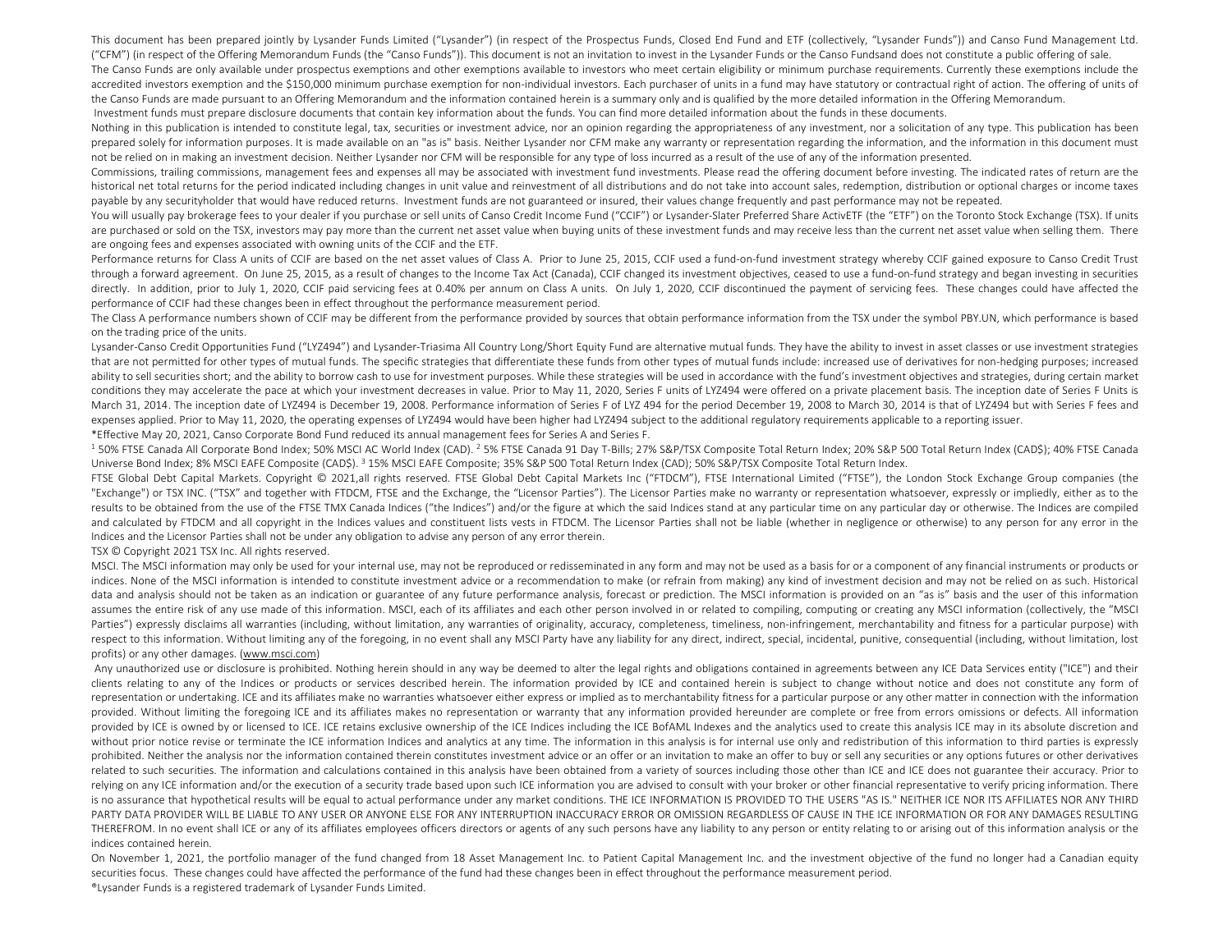This document has been prepared jointly by Lysander Funds Limited ("Lysander") (in respect of the Prospectus Funds, Closed End Fund and ETF (collectively, "Lysander Funds")) and Canso Fund Management Ltd. ("CFM") (in respect of the Offering Memorandum Funds (the "Canso Funds")). This document is not an invitation to invest in the Lysander Funds or the Canso Fundsand does not constitute a public offering of sale.

The Canso Funds are only available under prospectus exemptions and other exemptions available to investors who meet certain eligibility or minimum purchase requirements. Currently these exemptions include the accredited investors exemption and the $150,000 minimum purchase exemption for non-individual investors. Each purchaser of units in a fund may have statutory or contractual right of action. The offering of units of the Canso Funds are made pursuant to an Offering Memorandum and the information contained herein is a summary only and is qualified by the more detailed information in the Offering Memorandum.

Investment funds must prepare disclosure documents that contain key information about the funds. You can find more detailed information about the funds in these documents.

Nothing in this publication is intended to constitute legal, tax, securities or investment advice, nor an opinion regarding the appropriateness of any investment, nor a solicitation of any type. This publication has been prepared solely for information purposes. It is made available on an "as is" basis. Neither Lysander nor CFM make any warranty or representation regarding the information, and the information in this document must not be relied on in making an investment decision. Neither Lysander nor CFM will be responsible for any type of loss incurred as a result of the use of any of the information presented.

Commissions, trailing commissions, management fees and expenses all may be associated with investment fund investments. Please read the offering document before investing. The indicated rates of return are the historical net total returns for the period indicated including changes in unit value and reinvestment of all distributions and do not take into account sales, redemption, distribution or optional charges or income taxes payable by any securityholder that would have reduced returns. Investment funds are not guaranteed or insured, their values change frequently and past performance may not be repeated.

You will usually pay brokerage fees to your dealer if you purchase or sell units of Canso Credit Income Fund ("CCIF") or Lysander-Slater Preferred Share ActivETF (the "ETF") on the Toronto Stock Exchange (TSX). If units are purchased or sold on the TSX, investors may pay more than the current net asset value when buying units of these investment funds and may receive less than the current net asset value when selling them. There are ongoing fees and expenses associated with owning units of the CCIF and the ETF.

Performance returns for Class A units of CCIF are based on the net asset values of Class A. Prior to June 25, 2015, CCIF used a fund-on-fund investment strategy whereby CCIF gained exposure to Canso Credit Trust through a forward agreement. On June 25, 2015, as a result of changes to the Income Tax Act (Canada), CCIF changed its investment objectives, ceased to use a fund-on-fund strategy and began investing in securities directly. In addition, prior to July 1, 2020, CCIF paid servicing fees at 0.40% per annum on Class A units. On July 1, 2020, CCIF discontinued the payment of servicing fees. These changes could have affected the performance of CCIF had these changes been in effect throughout the performance measurement period.

The Class A performance numbers shown of CCIF may be different from the performance provided by sources that obtain performance information from the TSX under the symbol PBY.UN, which performance is based on the trading price of the units.

Lysander-Canso Credit Opportunities Fund ("LYZ494") and Lysander-Triasima All Country Long/Short Equity Fund are alternative mutual funds. They have the ability to invest in asset classes or use investment strategies that are not permitted for other types of mutual funds. The specific strategies that differentiate these funds from other types of mutual funds include: increased use of derivatives for non-hedging purposes; increased ability to sell securities short; and the ability to borrow cash to use for investment purposes. While these strategies will be used in accordance with the fund's investment objectives and strategies, during certain market conditions they may accelerate the pace at which your investment decreases in value. Prior to May 11, 2020, Series F units of LYZ494 were offered on a private placement basis. The inception date of Series F Units is March 31, 2014. The inception date of LYZ494 is December 19, 2008. Performance information of Series F of LYZ 494 for the period December 19, 2008 to March 30, 2014 is that of LYZ494 but with Series F fees and expenses applied. Prior to May 11, 2020, the operating expenses of LYZ494 would have been higher had LYZ494 subject to the additional regulatory requirements applicable to a reporting issuer.

*Effective May 20, 2021, Canso Corporate Bond Fund reduced its annual management fees for Series A and Series F.

[1] 50% FTSE Canada All Corporate Bond Index; 50% MSCI AC World Index (CAD). [2] 5% FTSE Canada 91 Day T-Bills; 27% S&P/TSX Composite Total Return Index; 20% S&P 500 Total Return Index (CAD$); 40% FTSE Canada Universe Bond Index; 8% MSCI EAFE Composite (CAD$). [3] 15% MSCI EAFE Composite; 35% S&P 500 Total Return Index (CAD); 50% S&P/TSX Composite Total Return Index.

FTSE Global Debt Capital Markets. Copyright © 2021,all rights reserved. FTSE Global Debt Capital Markets Inc ("FTDCM"), FTSE International Limited ("FTSE"), the London Stock Exchange Group companies (the "Exchange") or TSX INC. ("TSX" and together with FTDCM, FTSE and the Exchange, the "Licensor Parties"). The Licensor Parties make no warranty or representation whatsoever, expressly or impliedly, either as to the results to be obtained from the use of the FTSE TMX Canada Indices ("the Indices") and/or the figure at which the said Indices stand at any particular time on any particular day or otherwise. The Indices are compiled and calculated by FTDCM and all copyright in the Indices values and constituent lists vests in FTDCM. The Licensor Parties shall not be liable (whether in negligence or otherwise) to any person for any error in the Indices and the Licensor Parties shall not be under any obligation to advise any person of any error therein.

TSX © Copyright 2021 TSX Inc. All rights reserved.

MSCI. The MSCI information may only be used for your internal use, may not be reproduced or redisseminated in any form and may not be used as a basis for or a component of any financial instruments or products or indices. None of the MSCI information is intended to constitute investment advice or a recommendation to make (or refrain from making) any kind of investment decision and may not be relied on as such. Historical data and analysis should not be taken as an indication or guarantee of any future performance analysis, forecast or prediction. The MSCI information is provided on an "as is" basis and the user of this information assumes the entire risk of any use made of this information. MSCI, each of its affiliates and each other person involved in or related to compiling, computing or creating any MSCI information (collectively, the "MSCI Parties") expressly disclaims all warranties (including, without limitation, any warranties of originality, accuracy, completeness, timeliness, non-infringement, merchantability and fitness for a particular purpose) with respect to this information. Without limiting any of the foregoing, in no event shall any MSCI Party have any liability for any direct, indirect, special, incidental, punitive, consequential (including, without limitation, lost profits) or any other damages. (www.msci.com)

Any unauthorized use or disclosure is prohibited. Nothing herein should in any way be deemed to alter the legal rights and obligations contained in agreements between any ICE Data Services entity ("ICE") and their clients relating to any of the Indices or products or services described herein. The information provided by ICE and contained herein is subject to change without notice and does not constitute any form of representation or undertaking. ICE and its affiliates make no warranties whatsoever either express or implied as to merchantability fitness for a particular purpose or any other matter in connection with the information provided. Without limiting the foregoing ICE and its affiliates makes no representation or warranty that any information provided hereunder are complete or free from errors omissions or defects. All information provided by ICE is owned by or licensed to ICE. ICE retains exclusive ownership of the ICE Indices including the ICE BofAML Indexes and the analytics used to create this analysis ICE may in its absolute discretion and without prior notice revise or terminate the ICE information Indices and analytics at any time. The information in this analysis is for internal use only and redistribution of this information to third parties is expressly prohibited. Neither the analysis nor the information contained therein constitutes investment advice or an offer or an invitation to make an offer to buy or sell any securities or any options futures or other derivatives related to such securities. The information and calculations contained in this analysis have been obtained from a variety of sources including those other than ICE and ICE does not guarantee their accuracy. Prior to relying on any ICE information and/or the execution of a security trade based upon such ICE information you are advised to consult with your broker or other financial representative to verify pricing information. There is no assurance that hypothetical results will be equal to actual performance under any market conditions. THE ICE INFORMATION IS PROVIDED TO THE USERS "AS IS." NEITHER ICE NOR ITS AFFILIATES NOR ANY THIRD PARTY DATA PROVIDER WILL BE LIABLE TO ANY USER OR ANYONE ELSE FOR ANY INTERRUPTION INACCURACY ERROR OR OMISSION REGARDLESS OF CAUSE IN THE ICE INFORMATION OR FOR ANY DAMAGES RESULTING THEREFROM. In no event shall ICE or any of its affiliates employees officers directors or agents of any such persons have any liability to any person or entity relating to or arising out of this information analysis or the indices contained herein.

On November 1, 2021, the portfolio manager of the fund changed from 18 Asset Management Inc. to Patient Capital Management Inc. and the investment objective of the fund no longer had a Canadian equity securities focus. These changes could have affected the performance of the fund had these changes been in effect throughout the performance measurement period.

®Lysander Funds is a registered trademark of Lysander Funds Limited.